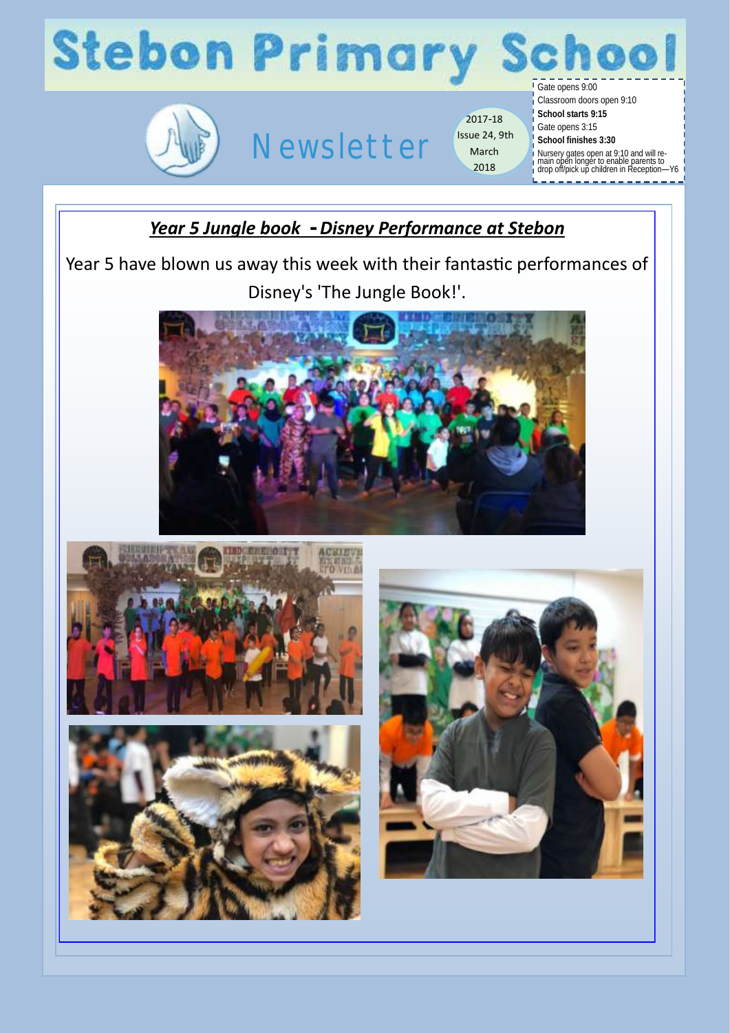# Stebon Primary School

## Newsletter

2017-18
Issue 24, 9th March 2018

Gate opens 9:00
Classroom doors open 9:10
**School starts 9:15**
Gate opens 3:15
**School finishes 3:30**
Nursery gates open at 9:10 and will remain open longer to enable parents to drop off/pick up children in Reception—Y6

### ***Year 5 Jungle book - Disney Performance at Stebon***

Year 5 have blown us away this week with their fantastic performances of Disney's 'The Jungle Book!'.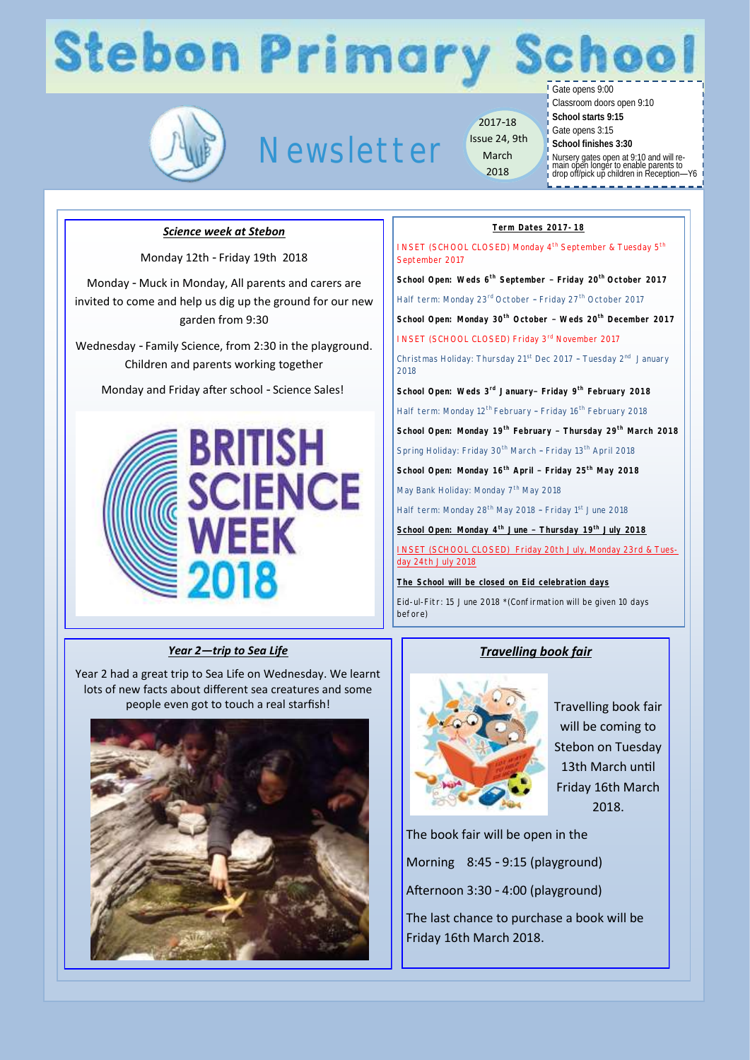# Stebon Primary School

## Newsletter

2017-18 Issue 24, 9th March 2018

Gate opens 9:00
Classroom doors open 9:10
**School starts 9:15**
Gate opens 3:15
**School finishes 3:30**
Nursery gates open at 9:10 and will remain open longer to enable parents to drop off/pick up children in Reception—Y6

### *Science week at Stebon*

Monday 12th - Friday 19th 2018

Monday - Muck in Monday, All parents and carers are invited to come and help us dig up the ground for our new garden from 9:30

Wednesday - Family Science, from 2:30 in the playground. Children and parents working together

Monday and Friday after school - Science Sales!

BRITISH SCIENCE WEEK 2018

### Term Dates 2017-18

INSET (SCHOOL CLOSED) Monday 4th September & Tuesday 5th September 2017

**School Open: Weds 6th September – Friday 20th October 2017**

Half term: Monday 23rd October – Friday 27th October 2017

**School Open: Monday 30th October – Weds 20th December 2017**

INSET (SCHOOL CLOSED) Friday 3rd November 2017

Christmas Holiday: Thursday 21st Dec 2017 – Tuesday 2nd January 2018

**School Open: Weds 3rd January– Friday 9th February 2018**

Half term: Monday 12th February – Friday 16th February 2018

**School Open: Monday 19th February – Thursday 29th March 2018**

Spring Holiday: Friday 30th March – Friday 13th April 2018

**School Open: Monday 16th April – Friday 25th May 2018**

May Bank Holiday: Monday 7th May 2018

Half term: Monday 28th May 2018 – Friday 1st June 2018

**School Open: Monday 4th June – Thursday 19th July 2018**

INSET (SCHOOL CLOSED) Friday 20th July, Monday 23rd & Tuesday 24th July 2018

**The School will be closed on Eid celebration days**

Eid-ul-Fitr: 15 June 2018 *(Confirmation will be given 10 days before)

### *Year 2—trip to Sea Life*

Year 2 had a great trip to Sea Life on Wednesday. We learnt lots of new facts about different sea creatures and some people even got to touch a real starfish!

### *Travelling book fair*

Travelling book fair will be coming to Stebon on Tuesday 13th March until Friday 16th March 2018.

The book fair will be open in the

Morning 8:45 - 9:15 (playground)

Afternoon 3:30 - 4:00 (playground)

The last chance to purchase a book will be Friday 16th March 2018.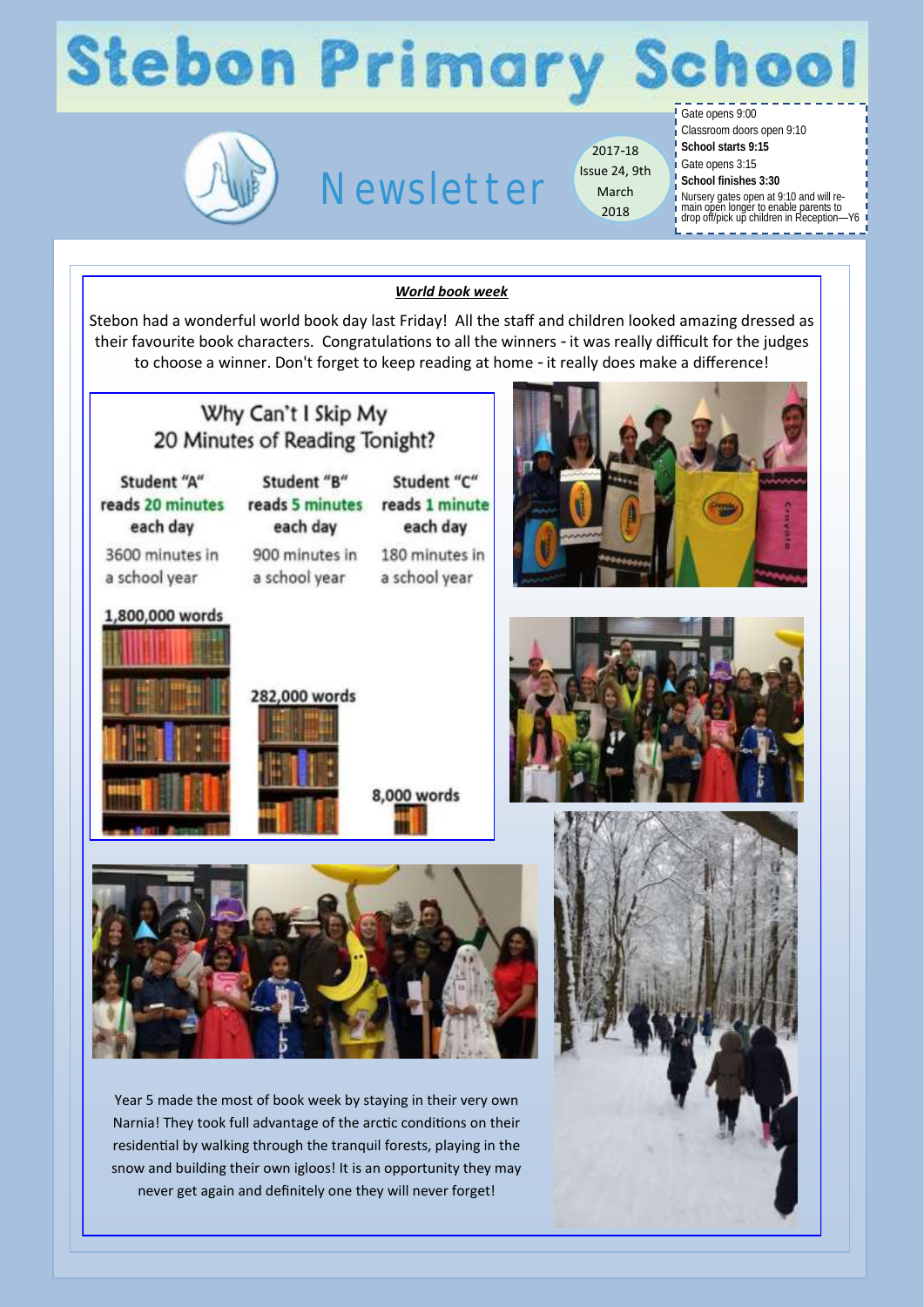# Stebon Primary School

Newsletter

2017-18 Issue 24, 9th March 2018

Gate opens 9:00
Classroom doors open 9:10
**School starts 9:15**
Gate opens 3:15
**School finishes 3:30**
Nursery gates open at 9:10 and will remain open longer to enable parents to drop off/pick up children in Reception—Y6

***World book week***

Stebon had a wonderful world book day last Friday! All the staff and children looked amazing dressed as their favourite book characters. Congratulations to all the winners - it was really difficult for the judges to choose a winner. Don't forget to keep reading at home - it really does make a difference!

Why Can't I Skip My 20 Minutes of Reading Tonight?

| Student "A" reads 20 minutes each day | Student "B" reads 5 minutes each day | Student "C" reads 1 minute each day |
|---|---|---|
| 3600 minutes in a school year | 900 minutes in a school year | 180 minutes in a school year |
| 1,800,000 words | 282,000 words | 8,000 words |

Year 5 made the most of book week by staying in their very own Narnia! They took full advantage of the arctic conditions on their residential by walking through the tranquil forests, playing in the snow and building their own igloos! It is an opportunity they may never get again and definitely one they will never forget!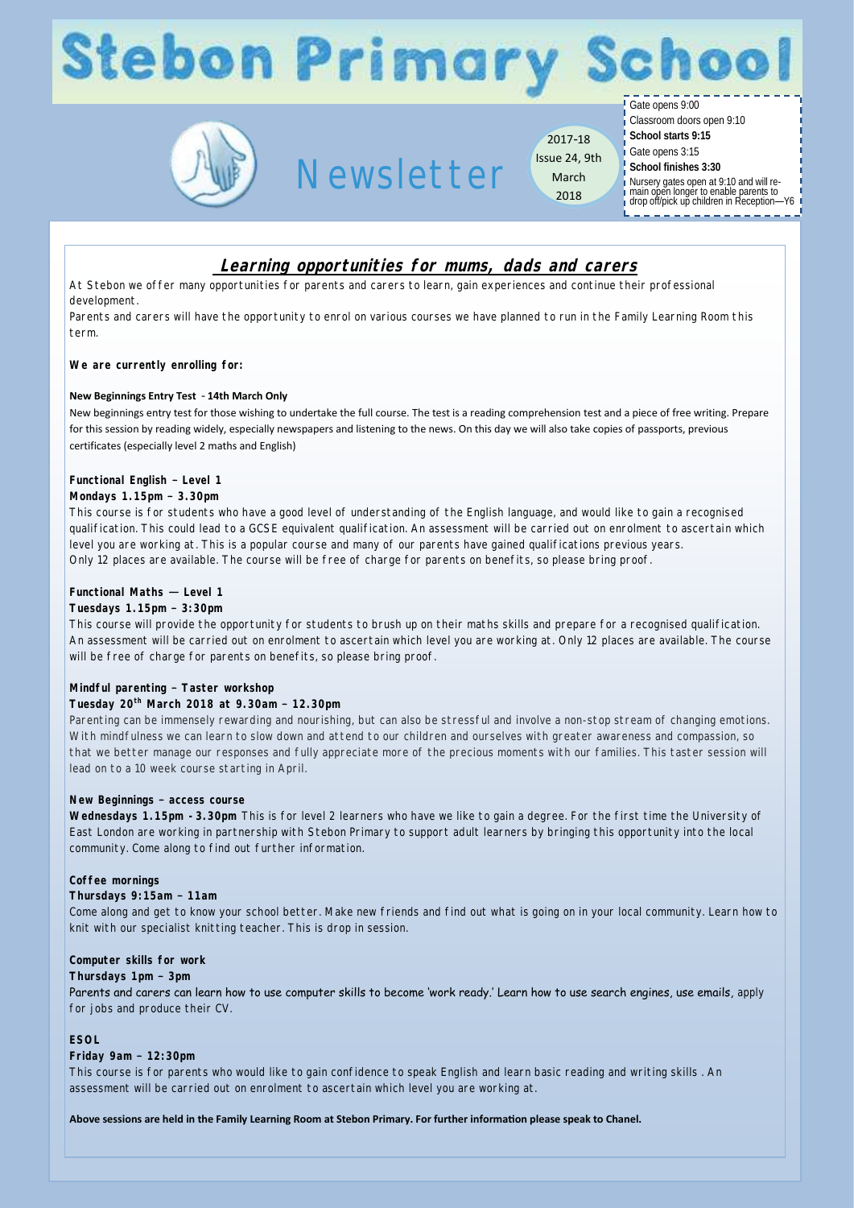# Stebon Primary School

## Newsletter

2017-18
Issue 24, 9th March 2018

Gate opens 9:00
Classroom doors open 9:10
**School starts 9:15**
Gate opens 3:15
**School finishes 3:30**
Nursery gates open at 9:10 and will remain open longer to enable parents to drop off/pick up children in Reception—Y6

## Learning opportunities for mums, dads and carers

At Stebon we offer many opportunities for parents and carers to learn, gain experiences and continue their professional development.

Parents and carers will have the opportunity to enrol on various courses we have planned to run in the Family Learning Room this term.

**We are currently enrolling for:**

**New Beginnings Entry Test - 14th March Only**

New beginnings entry test for those wishing to undertake the full course. The test is a reading comprehension test and a piece of free writing. Prepare for this session by reading widely, especially newspapers and listening to the news. On this day we will also take copies of passports, previous certificates (especially level 2 maths and English)

**Functional English – Level 1**
**Mondays 1.15pm – 3.30pm**

This course is for students who have a good level of understanding of the English language, and would like to gain a recognised qualification. This could lead to a GCSE equivalent qualification. An assessment will be carried out on enrolment to ascertain which level you are working at. This is a popular course and many of our parents have gained qualifications previous years.
Only 12 places are available. The course will be free of charge for parents on benefits, so please bring proof.

**Functional Maths — Level 1**
**Tuesdays 1.15pm – 3:30pm**

This course will provide the opportunity for students to brush up on their maths skills and prepare for a recognised qualification. An assessment will be carried out on enrolment to ascertain which level you are working at. Only 12 places are available. The course will be free of charge for parents on benefits, so please bring proof.

**Mindful parenting – Taster workshop**
**Tuesday 20th March 2018 at 9.30am – 12.30pm**

Parenting can be immensely rewarding and nourishing, but can also be stressful and involve a non-stop stream of changing emotions. With mindfulness we can learn to slow down and attend to our children and ourselves with greater awareness and compassion, so that we better manage our responses and fully appreciate more of the precious moments with our families. This taster session will lead on to a 10 week course starting in April.

**New Beginnings – access course**

**Wednesdays 1.15pm - 3.30pm** This is for level 2 learners who have we like to gain a degree. For the first time the University of East London are working in partnership with Stebon Primary to support adult learners by bringing this opportunity into the local community. Come along to find out further information.

**Coffee mornings**
**Thursdays 9:15am – 11am**

Come along and get to know your school better. Make new friends and find out what is going on in your local community. Learn how to knit with our specialist knitting teacher. This is drop in session.

**Computer skills for work**
**Thursdays 1pm – 3pm**

Parents and carers can learn how to use computer skills to become 'work ready.' Learn how to use search engines, use emails, apply for jobs and produce their CV.

**ESOL**
**Friday 9am – 12:30pm**

This course is for parents who would like to gain confidence to speak English and learn basic reading and writing skills . An assessment will be carried out on enrolment to ascertain which level you are working at.

**Above sessions are held in the Family Learning Room at Stebon Primary. For further information please speak to Chanel.**